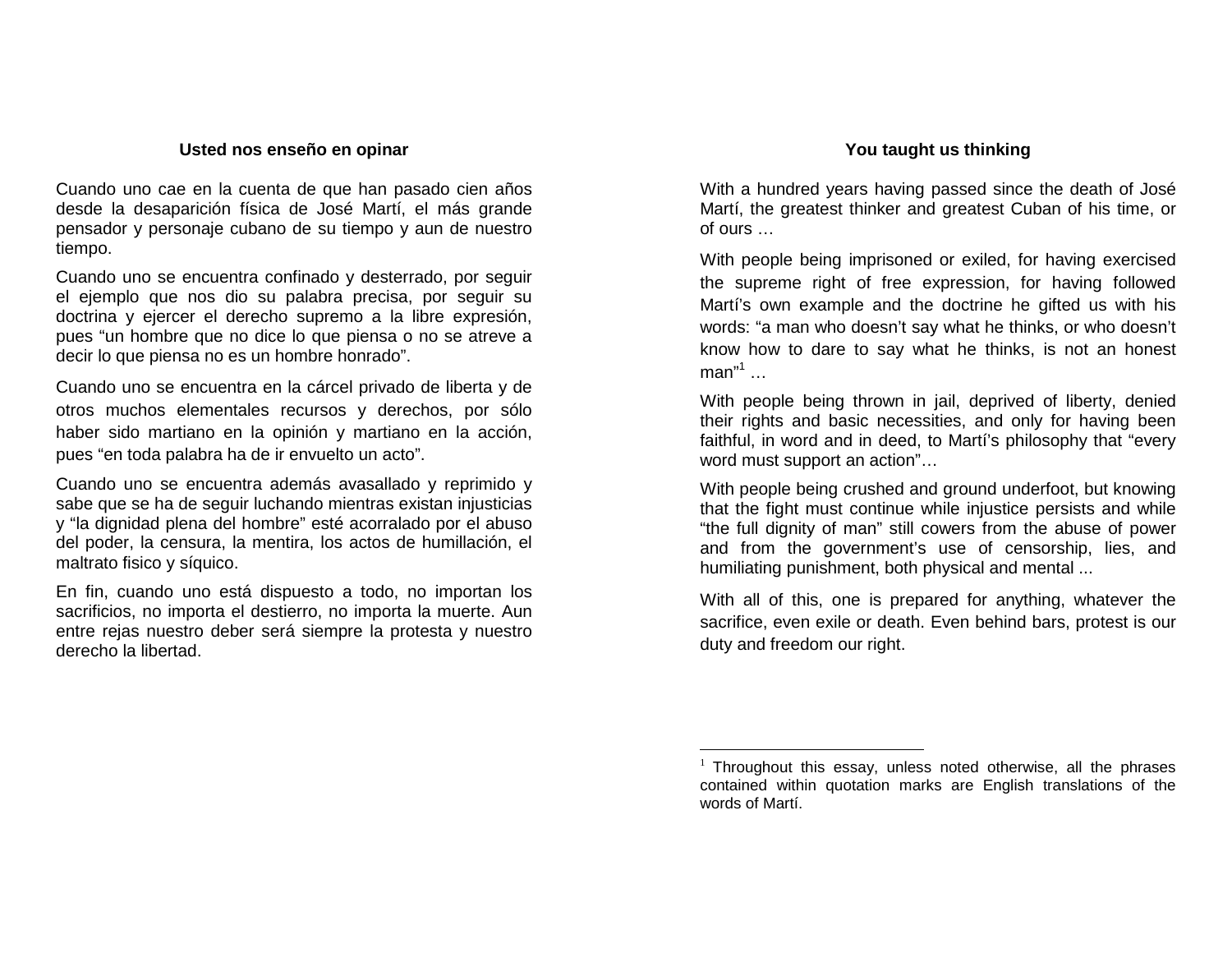## Usted nos enseño en opinar

Cuando uno cae en la cuenta de que han pasado cien años desde la desaparición física de José Martí, el más grande pensador y personaje cubano de su tiempo y aun de nuestro tiempo.

Cuando uno se encuentra confinado y desterrado, por seguir el ejemplo que nos dio su palabra precisa, por seguir su doctrina y ejercer el derecho supremo a la libre expresión, pues “un hombre que no dice lo que piensa o no se atreve a decir lo que piensa no es un hombre honrado”.

Cuando uno se encuentra en la cárcel privado de liberta y de otros muchos elementales recursos y derechos, por sólo haber sido martiano en la opinión y martiano en la acción, pues “en toda palabra ha de ir envuelto un acto”.

Cuando uno se encuentra además avasallado y reprimido y sabe que se ha de seguir luchando mientras existan injusticias y “la dignidad plena del hombre” esté acorralado por el abuso del poder, la censura, la mentira, los actos de humillación, el maltrato fisico y síquico.

En fin, cuando uno está dispuesto a todo, no importan los sacrificios, no importa el destierro, no importa la muerte. Aun entre rejas nuestro deber será siempre la protesta y nuestro derecho la libertad.

## You taught us thinking

With a hundred years having passed since the death of José Martí, the greatest thinker and greatest Cuban of his time, or of ours …

With people being imprisoned or exiled, for having exercised the supreme right of free expression, for having followed Martí’s own example and the doctrine he gifted us with his words: “a man who doesn’t say what he thinks, or who doesn’t know how to dare to say what he thinks, is not an honest man”[1] …

With people being thrown in jail, deprived of liberty, denied their rights and basic necessities, and only for having been faithful, in word and in deed, to Martí’s philosophy that “every word must support an action”…

With people being crushed and ground underfoot, but knowing that the fight must continue while injustice persists and while “the full dignity of man” still cowers from the abuse of power and from the government’s use of censorship, lies, and humiliating punishment, both physical and mental ...

With all of this, one is prepared for anything, whatever the sacrifice, even exile or death. Even behind bars, protest is our duty and freedom our right.

[1] Throughout this essay, unless noted otherwise, all the phrases contained within quotation marks are English translations of the words of Martí.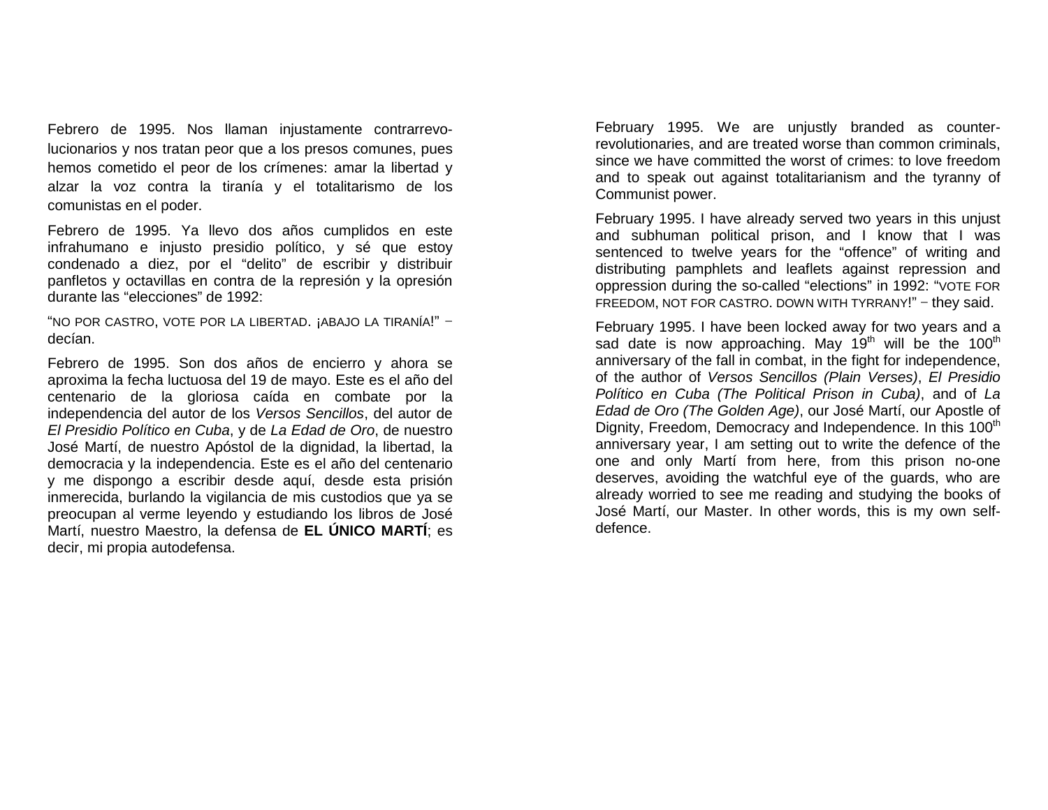Febrero de 1995. Nos llaman injustamente contrarrevolucionarios y nos tratan peor que a los presos comunes, pues hemos cometido el peor de los crímenes: amar la libertad y alzar la voz contra la tiranía y el totalitarismo de los comunistas en el poder.

Febrero de 1995. Ya llevo dos años cumplidos en este infrahumano e injusto presidio político, y sé que estoy condenado a diez, por el "delito" de escribir y distribuir panfletos y octavillas en contra de la represión y la opresión durante las "elecciones" de 1992:

"NO POR CASTRO, VOTE POR LA LIBERTAD. ¡ABAJO LA TIRANÍA!" – decían.

Febrero de 1995. Son dos años de encierro y ahora se aproxima la fecha luctuosa del 19 de mayo. Este es el año del centenario de la gloriosa caída en combate por la independencia del autor de los *Versos Sencillos*, del autor de *El Presidio Político en Cuba*, y de *La Edad de Oro*, de nuestro José Martí, de nuestro Apóstol de la dignidad, la libertad, la democracia y la independencia. Este es el año del centenario y me dispongo a escribir desde aquí, desde esta prisión inmerecida, burlando la vigilancia de mis custodios que ya se preocupan al verme leyendo y estudiando los libros de José Martí, nuestro Maestro, la defensa de **EL ÚNICO MARTÍ**; es decir, mi propia autodefensa.

February 1995. We are unjustly branded as counter-revolutionaries, and are treated worse than common criminals, since we have committed the worst of crimes: to love freedom and to speak out against totalitarianism and the tyranny of Communist power.

February 1995. I have already served two years in this unjust and subhuman political prison, and I know that I was sentenced to twelve years for the "offence" of writing and distributing pamphlets and leaflets against repression and oppression during the so-called "elections" in 1992: "VOTE FOR FREEDOM, NOT FOR CASTRO. DOWN WITH TYRRANY!" – they said.

February 1995. I have been locked away for two years and a sad date is now approaching. May 19th will be the 100th anniversary of the fall in combat, in the fight for independence, of the author of *Versos Sencillos (Plain Verses)*, *El Presidio Político en Cuba (The Political Prison in Cuba)*, and of *La Edad de Oro (The Golden Age)*, our José Martí, our Apostle of Dignity, Freedom, Democracy and Independence. In this 100th anniversary year, I am setting out to write the defence of the one and only Martí from here, from this prison no-one deserves, avoiding the watchful eye of the guards, who are already worried to see me reading and studying the books of José Martí, our Master. In other words, this is my own self-defence.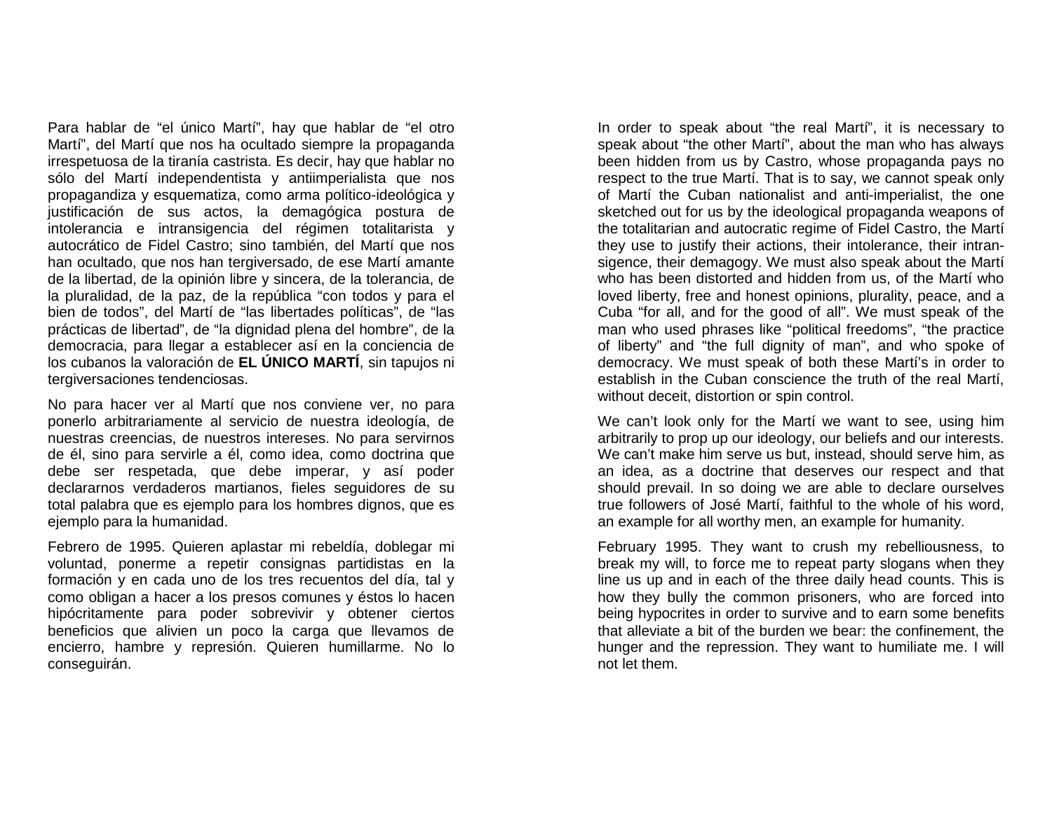Para hablar de "el único Martí", hay que hablar de "el otro Martí", del Martí que nos ha ocultado siempre la propaganda irrespetuosa de la tiranía castrista. Es decir, hay que hablar no sólo del Martí independentista y antiimperialista que nos propagandiza y esquematiza, como arma político-ideológica y justificación de sus actos, la demagógica postura de intolerancia e intransigencia del régimen totalitarista y autocrático de Fidel Castro; sino también, del Martí que nos han ocultado, que nos han tergiversado, de ese Martí amante de la libertad, de la opinión libre y sincera, de la tolerancia, de la pluralidad, de la paz, de la república "con todos y para el bien de todos", del Martí de "las libertades políticas", de "las prácticas de libertad", de "la dignidad plena del hombre", de la democracia, para llegar a establecer así en la conciencia de los cubanos la valoración de **EL ÚNICO MARTÍ**, sin tapujos ni tergiversaciones tendenciosas.

No para hacer ver al Martí que nos conviene ver, no para ponerlo arbitrariamente al servicio de nuestra ideología, de nuestras creencias, de nuestros intereses. No para servirnos de él, sino para servirle a él, como idea, como doctrina que debe ser respetada, que debe imperar, y así poder declararnos verdaderos martianos, fieles seguidores de su total palabra que es ejemplo para los hombres dignos, que es ejemplo para la humanidad.

Febrero de 1995. Quieren aplastar mi rebeldía, doblegar mi voluntad, ponerme a repetir consignas partidistas en la formación y en cada uno de los tres recuentos del día, tal y como obligan a hacer a los presos comunes y éstos lo hacen hipócritamente para poder sobrevivir y obtener ciertos beneficios que alivien un poco la carga que llevamos de encierro, hambre y represión. Quieren humillarme. No lo conseguirán.

In order to speak about "the real Martí", it is necessary to speak about "the other Martí", about the man who has always been hidden from us by Castro, whose propaganda pays no respect to the true Martí. That is to say, we cannot speak only of Martí the Cuban nationalist and anti-imperialist, the one sketched out for us by the ideological propaganda weapons of the totalitarian and autocratic regime of Fidel Castro, the Martí they use to justify their actions, their intolerance, their intransigence, their demagogy. We must also speak about the Martí who has been distorted and hidden from us, of the Martí who loved liberty, free and honest opinions, plurality, peace, and a Cuba "for all, and for the good of all". We must speak of the man who used phrases like "political freedoms", "the practice of liberty" and "the full dignity of man", and who spoke of democracy. We must speak of both these Martí's in order to establish in the Cuban conscience the truth of the real Martí, without deceit, distortion or spin control.

We can't look only for the Martí we want to see, using him arbitrarily to prop up our ideology, our beliefs and our interests. We can't make him serve us but, instead, should serve him, as an idea, as a doctrine that deserves our respect and that should prevail. In so doing we are able to declare ourselves true followers of José Martí, faithful to the whole of his word, an example for all worthy men, an example for humanity.

February 1995. They want to crush my rebelliousness, to break my will, to force me to repeat party slogans when they line us up and in each of the three daily head counts. This is how they bully the common prisoners, who are forced into being hypocrites in order to survive and to earn some benefits that alleviate a bit of the burden we bear: the confinement, the hunger and the repression. They want to humiliate me. I will not let them.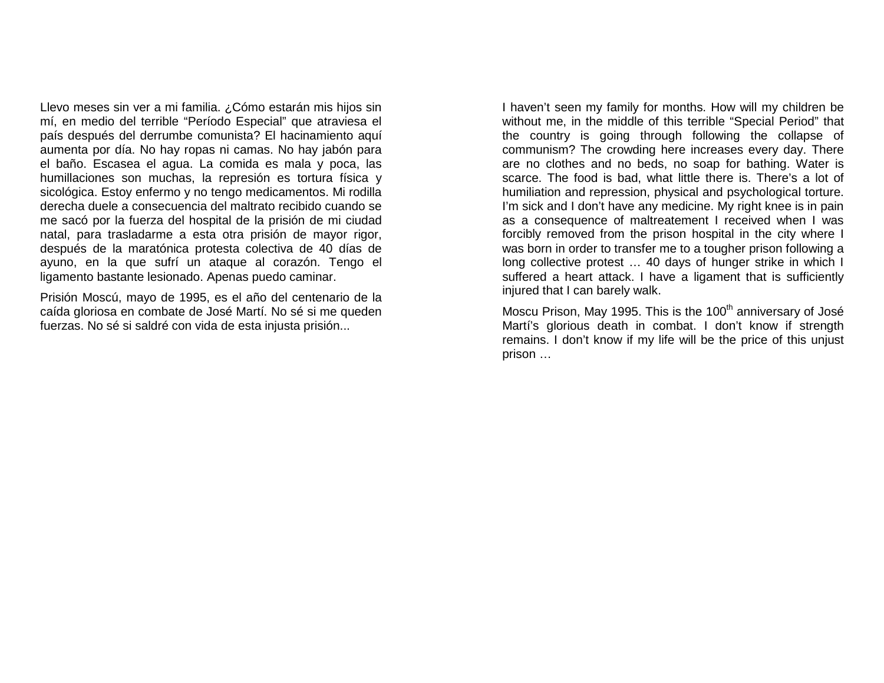Llevo meses sin ver a mi familia. ¿Cómo estarán mis hijos sin mí, en medio del terrible “Período Especial” que atraviesa el país después del derrumbe comunista? El hacinamiento aquí aumenta por día. No hay ropas ni camas. No hay jabón para el baño. Escasea el agua. La comida es mala y poca, las humillaciones son muchas, la represión es tortura física y sicológica. Estoy enfermo y no tengo medicamentos. Mi rodilla derecha duele a consecuencia del maltrato recibido cuando se me sacó por la fuerza del hospital de la prisión de mi ciudad natal, para trasladarme a esta otra prisión de mayor rigor, después de la maratónica protesta colectiva de 40 días de ayuno, en la que sufrí un ataque al corazón. Tengo el ligamento bastante lesionado. Apenas puedo caminar.

Prisión Moscú, mayo de 1995, es el año del centenario de la caída gloriosa en combate de José Martí. No sé si me queden fuerzas. No sé si saldré con vida de esta injusta prisión...

I haven’t seen my family for months. How will my children be without me, in the middle of this terrible “Special Period” that the country is going through following the collapse of communism? The crowding here increases every day. There are no clothes and no beds, no soap for bathing. Water is scarce. The food is bad, what little there is. There’s a lot of humiliation and repression, physical and psychological torture. I’m sick and I don’t have any medicine. My right knee is in pain as a consequence of maltreatement I received when I was forcibly removed from the prison hospital in the city where I was born in order to transfer me to a tougher prison following a long collective protest … 40 days of hunger strike in which I suffered a heart attack. I have a ligament that is sufficiently injured that I can barely walk.

Moscu Prison, May 1995. This is the 100th anniversary of José Martí’s glorious death in combat. I don’t know if strength remains. I don’t know if my life will be the price of this unjust prison …